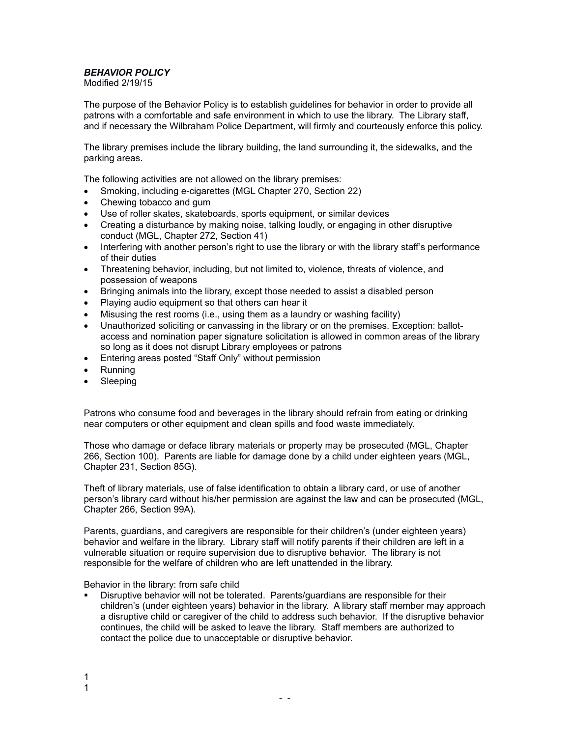***BEHAVIOR POLICY***
Modified 2/19/15

The purpose of the Behavior Policy is to establish guidelines for behavior in order to provide all patrons with a comfortable and safe environment in which to use the library. The Library staff, and if necessary the Wilbraham Police Department, will firmly and courteously enforce this policy.

The library premises include the library building, the land surrounding it, the sidewalks, and the parking areas.

The following activities are not allowed on the library premises:

- Smoking, including e-cigarettes (MGL Chapter 270, Section 22)
- Chewing tobacco and gum
- Use of roller skates, skateboards, sports equipment, or similar devices
- Creating a disturbance by making noise, talking loudly, or engaging in other disruptive conduct (MGL, Chapter 272, Section 41)
- Interfering with another person's right to use the library or with the library staff's performance of their duties
- Threatening behavior, including, but not limited to, violence, threats of violence, and possession of weapons
- Bringing animals into the library, except those needed to assist a disabled person
- Playing audio equipment so that others can hear it
- Misusing the rest rooms (i.e., using them as a laundry or washing facility)
- Unauthorized soliciting or canvassing in the library or on the premises. Exception: ballot-access and nomination paper signature solicitation is allowed in common areas of the library so long as it does not disrupt Library employees or patrons
- Entering areas posted "Staff Only" without permission
- Running
- Sleeping

Patrons who consume food and beverages in the library should refrain from eating or drinking near computers or other equipment and clean spills and food waste immediately.

Those who damage or deface library materials or property may be prosecuted (MGL, Chapter 266, Section 100). Parents are liable for damage done by a child under eighteen years (MGL, Chapter 231, Section 85G).

Theft of library materials, use of false identification to obtain a library card, or use of another person's library card without his/her permission are against the law and can be prosecuted (MGL, Chapter 266, Section 99A).

Parents, guardians, and caregivers are responsible for their children's (under eighteen years) behavior and welfare in the library. Library staff will notify parents if their children are left in a vulnerable situation or require supervision due to disruptive behavior. The library is not responsible for the welfare of children who are left unattended in the library.

Behavior in the library: from safe child

- Disruptive behavior will not be tolerated. Parents/guardians are responsible for their children's (under eighteen years) behavior in the library. A library staff member may approach a disruptive child or caregiver of the child to address such behavior. If the disruptive behavior continues, the child will be asked to leave the library. Staff members are authorized to contact the police due to unacceptable or disruptive behavior.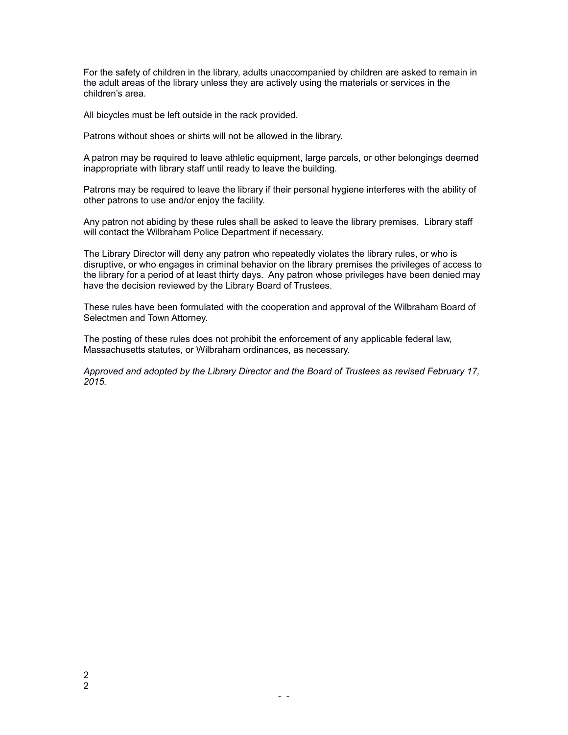For the safety of children in the library, adults unaccompanied by children are asked to remain in the adult areas of the library unless they are actively using the materials or services in the children's area.

All bicycles must be left outside in the rack provided.

Patrons without shoes or shirts will not be allowed in the library.

A patron may be required to leave athletic equipment, large parcels, or other belongings deemed inappropriate with library staff until ready to leave the building.

Patrons may be required to leave the library if their personal hygiene interferes with the ability of other patrons to use and/or enjoy the facility.

Any patron not abiding by these rules shall be asked to leave the library premises. Library staff will contact the Wilbraham Police Department if necessary.

The Library Director will deny any patron who repeatedly violates the library rules, or who is disruptive, or who engages in criminal behavior on the library premises the privileges of access to the library for a period of at least thirty days. Any patron whose privileges have been denied may have the decision reviewed by the Library Board of Trustees.

These rules have been formulated with the cooperation and approval of the Wilbraham Board of Selectmen and Town Attorney.

The posting of these rules does not prohibit the enforcement of any applicable federal law, Massachusetts statutes, or Wilbraham ordinances, as necessary.

*Approved and adopted by the Library Director and the Board of Trustees as revised February 17, 2015.*